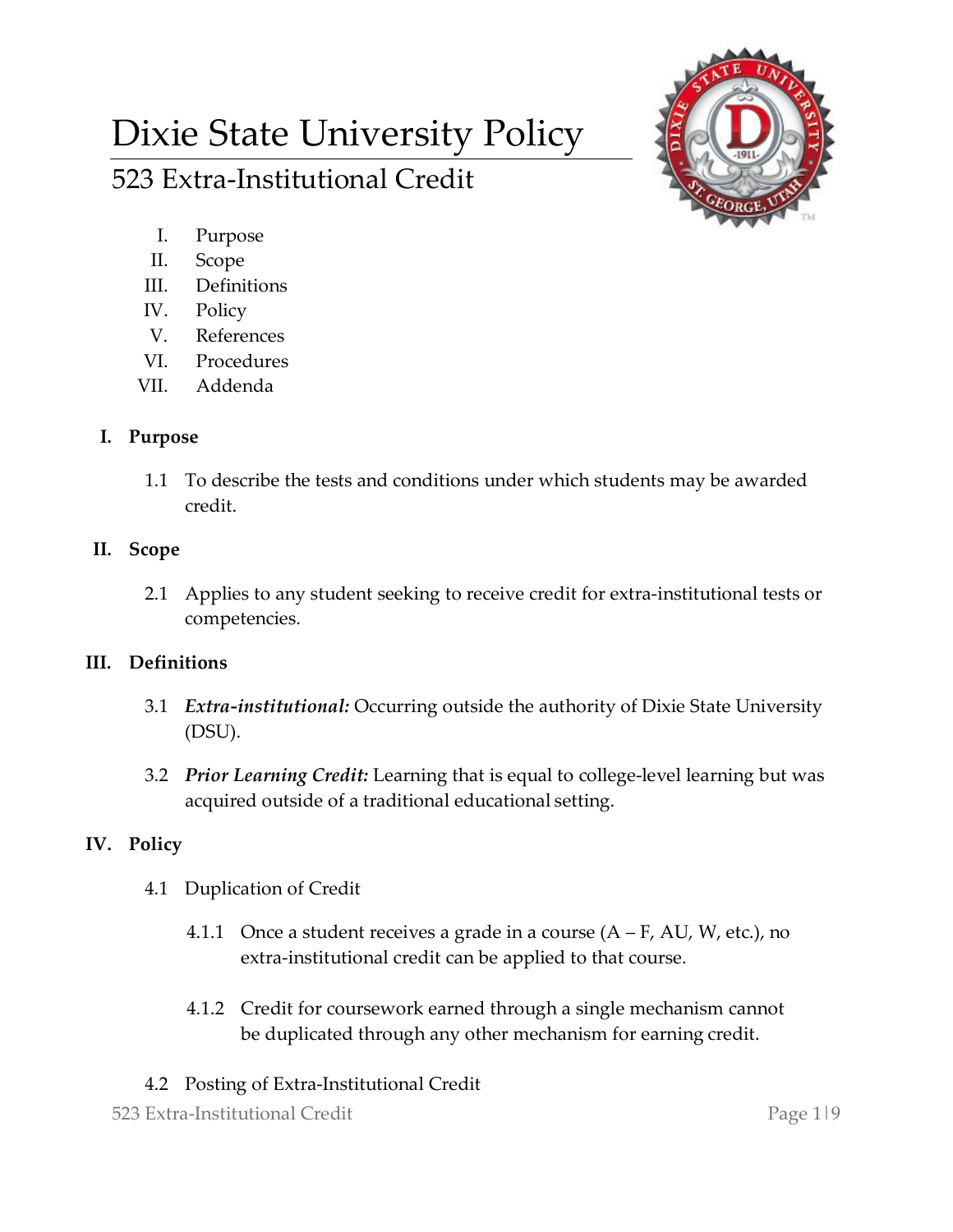# Dixie State University Policy

## 523 Extra-Institutional Credit

I. Purpose
II. Scope
III. Definitions
IV. Policy
V. References
VI. Procedures
VII. Addenda

### I. Purpose

1.1 To describe the tests and conditions under which students may be awarded credit.

### II. Scope

2.1 Applies to any student seeking to receive credit for extra-institutional tests or competencies.

### III. Definitions

3.1 ***Extra-institutional:*** Occurring outside the authority of Dixie State University (DSU).

3.2 ***Prior Learning Credit:*** Learning that is equal to college-level learning but was acquired outside of a traditional educational setting.

### IV. Policy

4.1 Duplication of Credit

4.1.1 Once a student receives a grade in a course (A – F, AU, W, etc.), no extra-institutional credit can be applied to that course.

4.1.2 Credit for coursework earned through a single mechanism cannot be duplicated through any other mechanism for earning credit.

4.2 Posting of Extra-Institutional Credit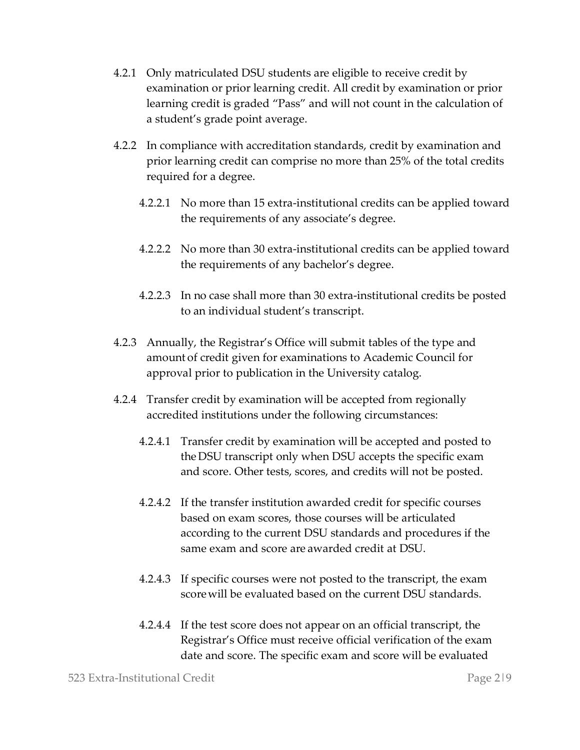4.2.1 Only matriculated DSU students are eligible to receive credit by examination or prior learning credit. All credit by examination or prior learning credit is graded "Pass" and will not count in the calculation of a student's grade point average.

4.2.2 In compliance with accreditation standards, credit by examination and prior learning credit can comprise no more than 25% of the total credits required for a degree.

4.2.2.1 No more than 15 extra-institutional credits can be applied toward the requirements of any associate's degree.

4.2.2.2 No more than 30 extra-institutional credits can be applied toward the requirements of any bachelor's degree.

4.2.2.3 In no case shall more than 30 extra-institutional credits be posted to an individual student's transcript.

4.2.3 Annually, the Registrar's Office will submit tables of the type and amount of credit given for examinations to Academic Council for approval prior to publication in the University catalog.

4.2.4 Transfer credit by examination will be accepted from regionally accredited institutions under the following circumstances:

4.2.4.1 Transfer credit by examination will be accepted and posted to the DSU transcript only when DSU accepts the specific exam and score. Other tests, scores, and credits will not be posted.

4.2.4.2 If the transfer institution awarded credit for specific courses based on exam scores, those courses will be articulated according to the current DSU standards and procedures if the same exam and score are awarded credit at DSU.

4.2.4.3 If specific courses were not posted to the transcript, the exam score will be evaluated based on the current DSU standards.

4.2.4.4 If the test score does not appear on an official transcript, the Registrar's Office must receive official verification of the exam date and score. The specific exam and score will be evaluated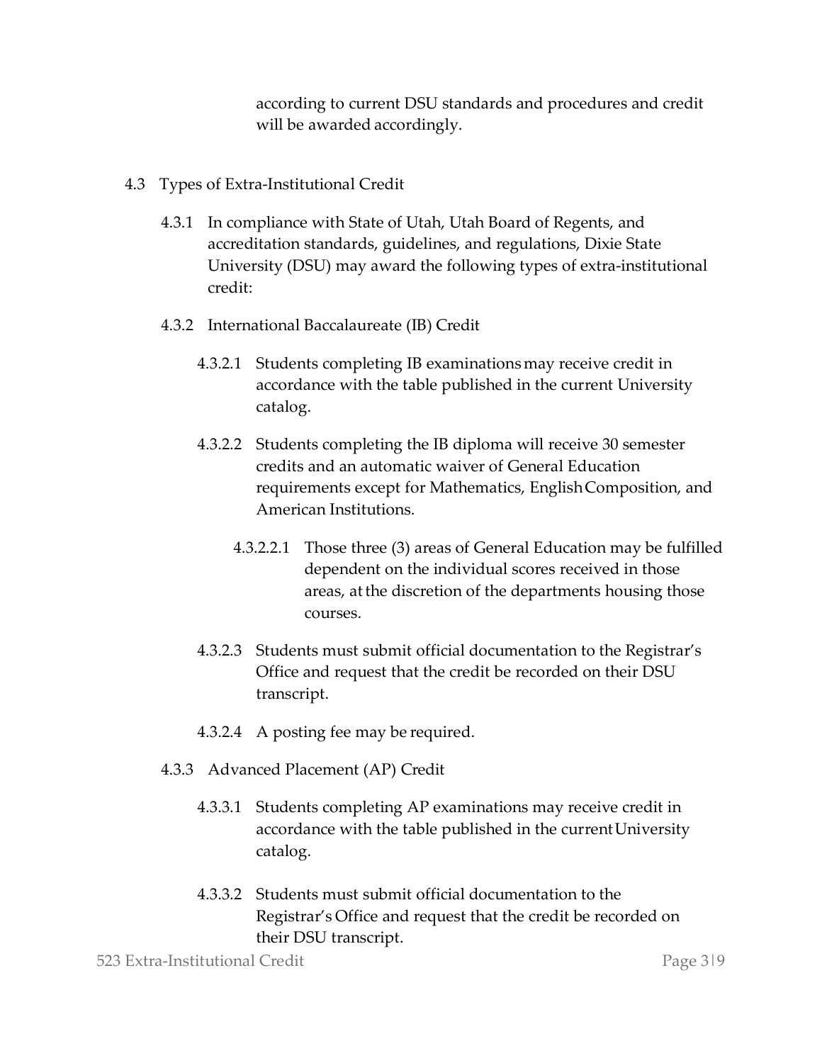according to current DSU standards and procedures and credit will be awarded accordingly.

4.3 Types of Extra-Institutional Credit

4.3.1 In compliance with State of Utah, Utah Board of Regents, and accreditation standards, guidelines, and regulations, Dixie State University (DSU) may award the following types of extra-institutional credit:

4.3.2 International Baccalaureate (IB) Credit

4.3.2.1 Students completing IB examinations may receive credit in accordance with the table published in the current University catalog.

4.3.2.2 Students completing the IB diploma will receive 30 semester credits and an automatic waiver of General Education requirements except for Mathematics, English Composition, and American Institutions.

4.3.2.2.1 Those three (3) areas of General Education may be fulfilled dependent on the individual scores received in those areas, at the discretion of the departments housing those courses.

4.3.2.3 Students must submit official documentation to the Registrar's Office and request that the credit be recorded on their DSU transcript.

4.3.2.4 A posting fee may be required.

4.3.3 Advanced Placement (AP) Credit

4.3.3.1 Students completing AP examinations may receive credit in accordance with the table published in the current University catalog.

4.3.3.2 Students must submit official documentation to the Registrar's Office and request that the credit be recorded on their DSU transcript.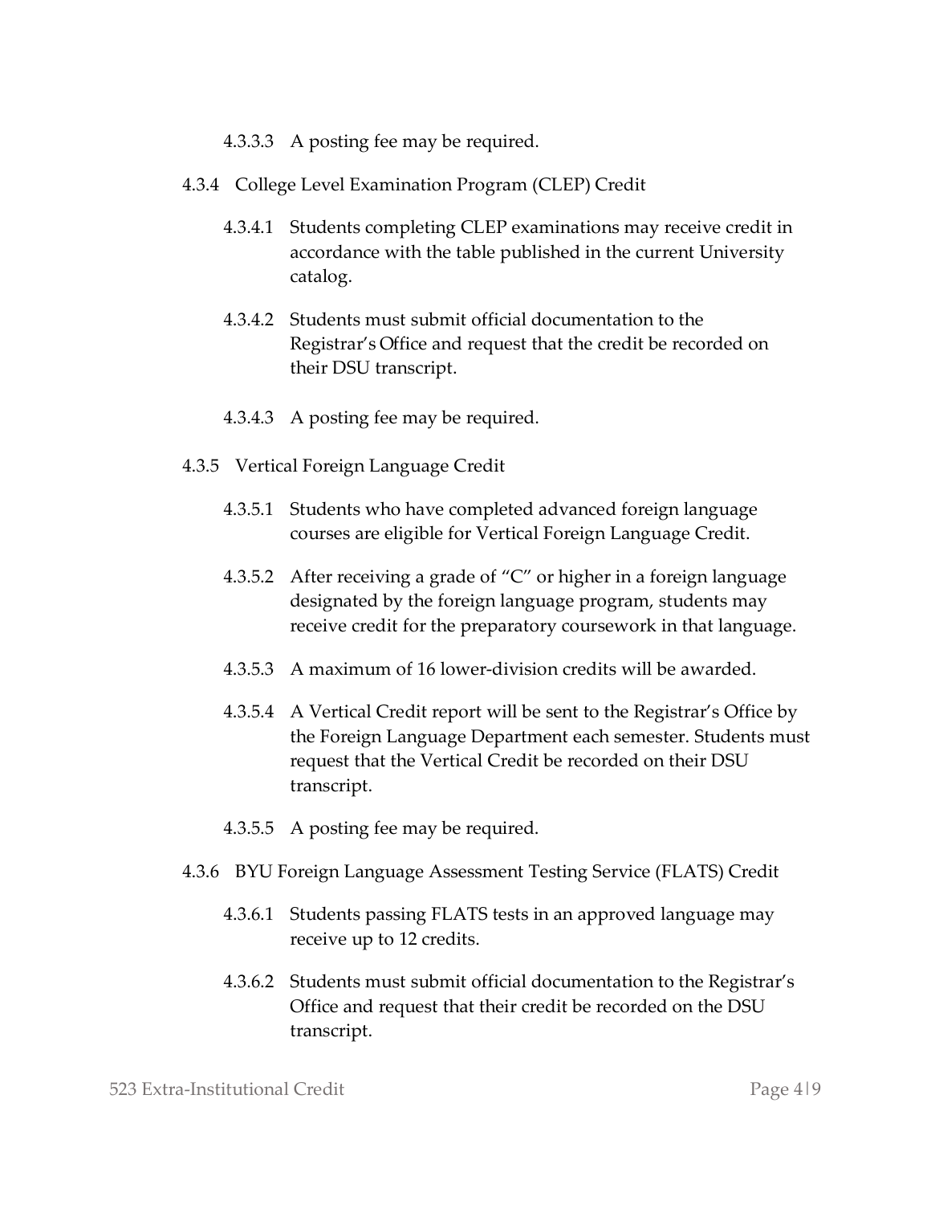4.3.3.3 A posting fee may be required.

4.3.4 College Level Examination Program (CLEP) Credit

4.3.4.1 Students completing CLEP examinations may receive credit in accordance with the table published in the current University catalog.

4.3.4.2 Students must submit official documentation to the Registrar's Office and request that the credit be recorded on their DSU transcript.

4.3.4.3 A posting fee may be required.

4.3.5 Vertical Foreign Language Credit

4.3.5.1 Students who have completed advanced foreign language courses are eligible for Vertical Foreign Language Credit.

4.3.5.2 After receiving a grade of "C" or higher in a foreign language designated by the foreign language program, students may receive credit for the preparatory coursework in that language.

4.3.5.3 A maximum of 16 lower-division credits will be awarded.

4.3.5.4 A Vertical Credit report will be sent to the Registrar's Office by the Foreign Language Department each semester. Students must request that the Vertical Credit be recorded on their DSU transcript.

4.3.5.5 A posting fee may be required.

4.3.6 BYU Foreign Language Assessment Testing Service (FLATS) Credit

4.3.6.1 Students passing FLATS tests in an approved language may receive up to 12 credits.

4.3.6.2 Students must submit official documentation to the Registrar's Office and request that their credit be recorded on the DSU transcript.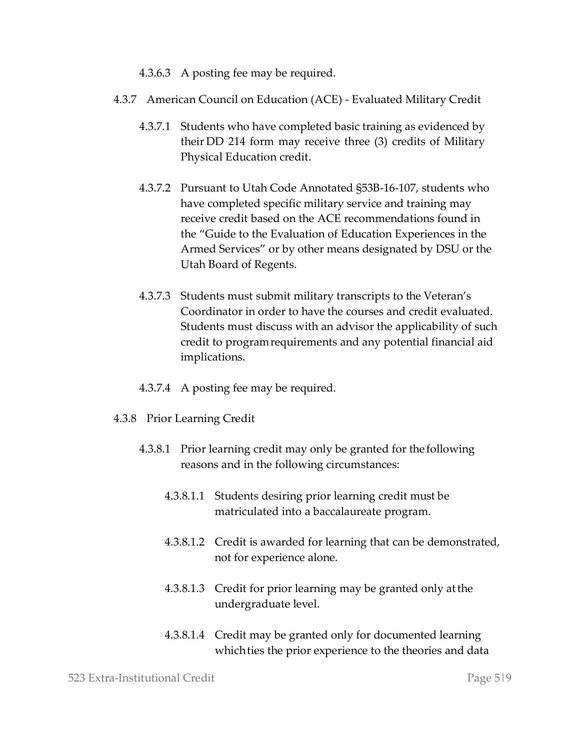4.3.6.3 A posting fee may be required.

4.3.7 American Council on Education (ACE) - Evaluated Military Credit

4.3.7.1 Students who have completed basic training as evidenced by their DD 214 form may receive three (3) credits of Military Physical Education credit.

4.3.7.2 Pursuant to Utah Code Annotated §53B-16-107, students who have completed specific military service and training may receive credit based on the ACE recommendations found in the "Guide to the Evaluation of Education Experiences in the Armed Services" or by other means designated by DSU or the Utah Board of Regents.

4.3.7.3 Students must submit military transcripts to the Veteran's Coordinator in order to have the courses and credit evaluated. Students must discuss with an advisor the applicability of such credit to program requirements and any potential financial aid implications.

4.3.7.4 A posting fee may be required.

4.3.8 Prior Learning Credit

4.3.8.1 Prior learning credit may only be granted for the following reasons and in the following circumstances:

4.3.8.1.1 Students desiring prior learning credit must be matriculated into a baccalaureate program.

4.3.8.1.2 Credit is awarded for learning that can be demonstrated, not for experience alone.

4.3.8.1.3 Credit for prior learning may be granted only at the undergraduate level.

4.3.8.1.4 Credit may be granted only for documented learning which ties the prior experience to the theories and data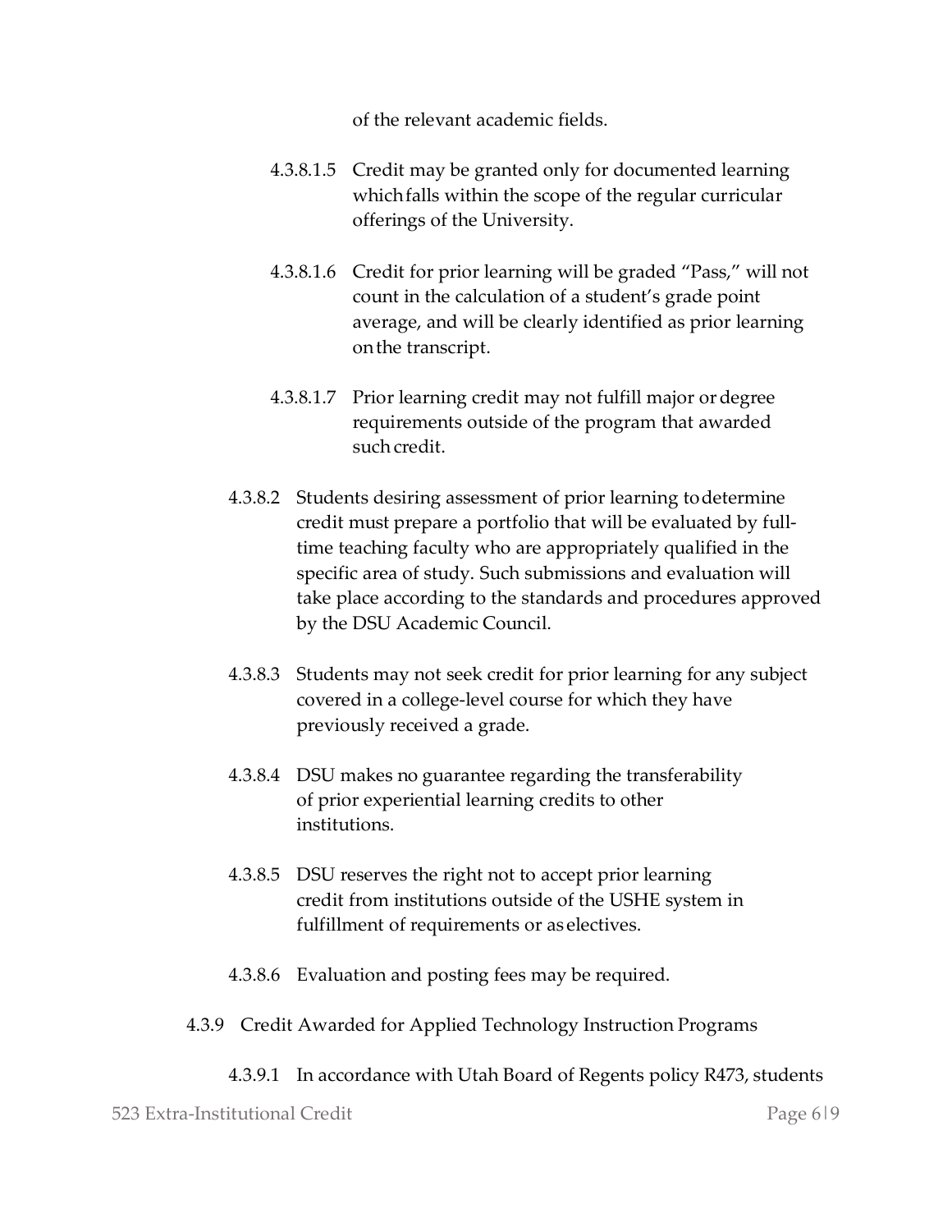of the relevant academic fields.

- 4.3.8.1.5 Credit may be granted only for documented learning which falls within the scope of the regular curricular offerings of the University.

- 4.3.8.1.6 Credit for prior learning will be graded "Pass," will not count in the calculation of a student's grade point average, and will be clearly identified as prior learning on the transcript.

- 4.3.8.1.7 Prior learning credit may not fulfill major or degree requirements outside of the program that awarded such credit.

4.3.8.2 Students desiring assessment of prior learning to determine credit must prepare a portfolio that will be evaluated by full-time teaching faculty who are appropriately qualified in the specific area of study. Such submissions and evaluation will take place according to the standards and procedures approved by the DSU Academic Council.

4.3.8.3 Students may not seek credit for prior learning for any subject covered in a college-level course for which they have previously received a grade.

4.3.8.4 DSU makes no guarantee regarding the transferability of prior experiential learning credits to other institutions.

4.3.8.5 DSU reserves the right not to accept prior learning credit from institutions outside of the USHE system in fulfillment of requirements or as electives.

4.3.8.6 Evaluation and posting fees may be required.

4.3.9 Credit Awarded for Applied Technology Instruction Programs

4.3.9.1 In accordance with Utah Board of Regents policy R473, students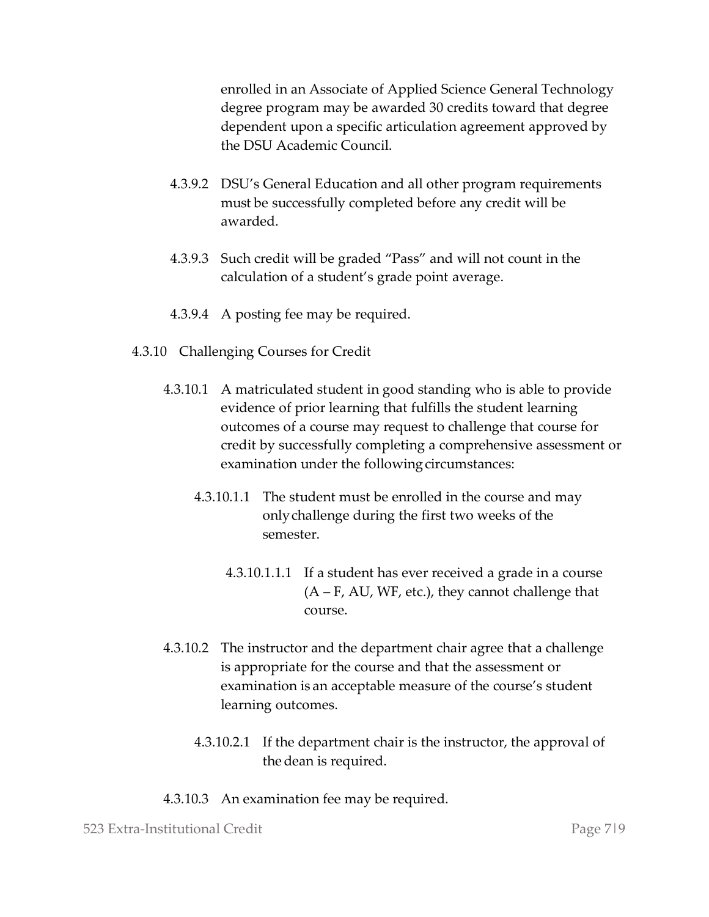enrolled in an Associate of Applied Science General Technology degree program may be awarded 30 credits toward that degree dependent upon a specific articulation agreement approved by the DSU Academic Council.

4.3.9.2 DSU's General Education and all other program requirements must be successfully completed before any credit will be awarded.

4.3.9.3 Such credit will be graded "Pass" and will not count in the calculation of a student's grade point average.

4.3.9.4 A posting fee may be required.

4.3.10 Challenging Courses for Credit

4.3.10.1 A matriculated student in good standing who is able to provide evidence of prior learning that fulfills the student learning outcomes of a course may request to challenge that course for credit by successfully completing a comprehensive assessment or examination under the following circumstances:

4.3.10.1.1 The student must be enrolled in the course and may only challenge during the first two weeks of the semester.

4.3.10.1.1.1 If a student has ever received a grade in a course (A – F, AU, WF, etc.), they cannot challenge that course.

4.3.10.2 The instructor and the department chair agree that a challenge is appropriate for the course and that the assessment or examination is an acceptable measure of the course's student learning outcomes.

4.3.10.2.1 If the department chair is the instructor, the approval of the dean is required.

4.3.10.3 An examination fee may be required.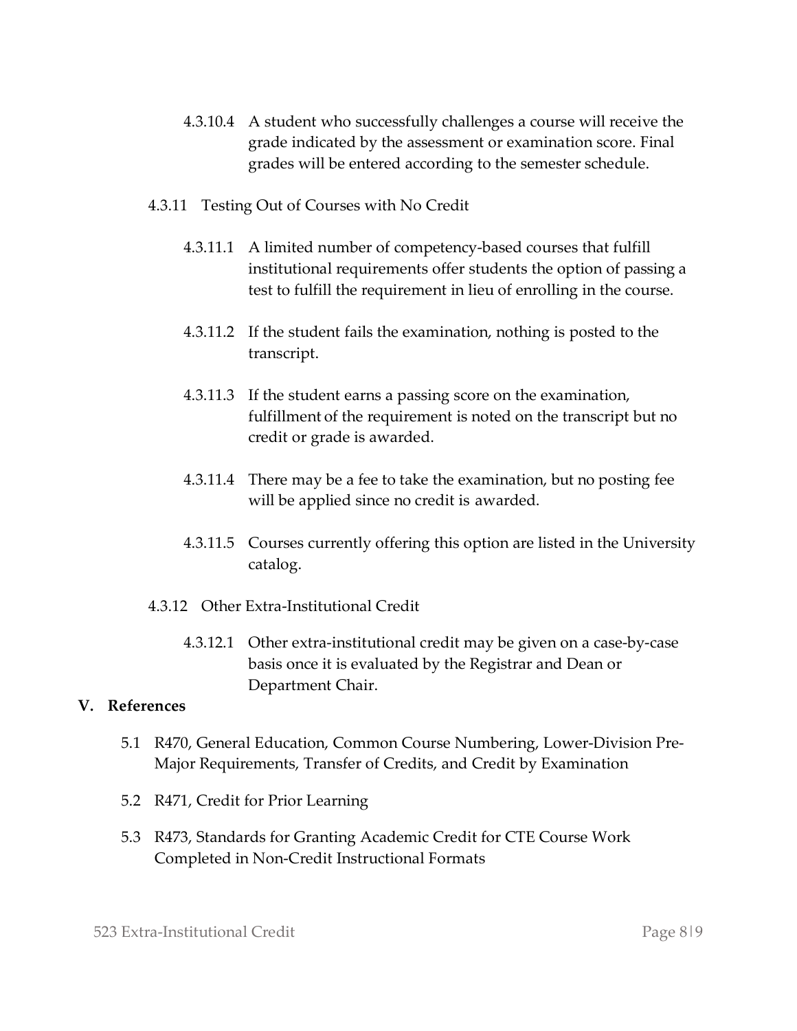4.3.10.4 A student who successfully challenges a course will receive the grade indicated by the assessment or examination score. Final grades will be entered according to the semester schedule.

4.3.11 Testing Out of Courses with No Credit

4.3.11.1 A limited number of competency-based courses that fulfill institutional requirements offer students the option of passing a test to fulfill the requirement in lieu of enrolling in the course.

4.3.11.2 If the student fails the examination, nothing is posted to the transcript.

4.3.11.3 If the student earns a passing score on the examination, fulfillment of the requirement is noted on the transcript but no credit or grade is awarded.

4.3.11.4 There may be a fee to take the examination, but no posting fee will be applied since no credit is awarded.

4.3.11.5 Courses currently offering this option are listed in the University catalog.

4.3.12 Other Extra-Institutional Credit

4.3.12.1 Other extra-institutional credit may be given on a case-by-case basis once it is evaluated by the Registrar and Dean or Department Chair.

## V. References

5.1 R470, General Education, Common Course Numbering, Lower-Division Pre-Major Requirements, Transfer of Credits, and Credit by Examination

5.2 R471, Credit for Prior Learning

5.3 R473, Standards for Granting Academic Credit for CTE Course Work Completed in Non-Credit Instructional Formats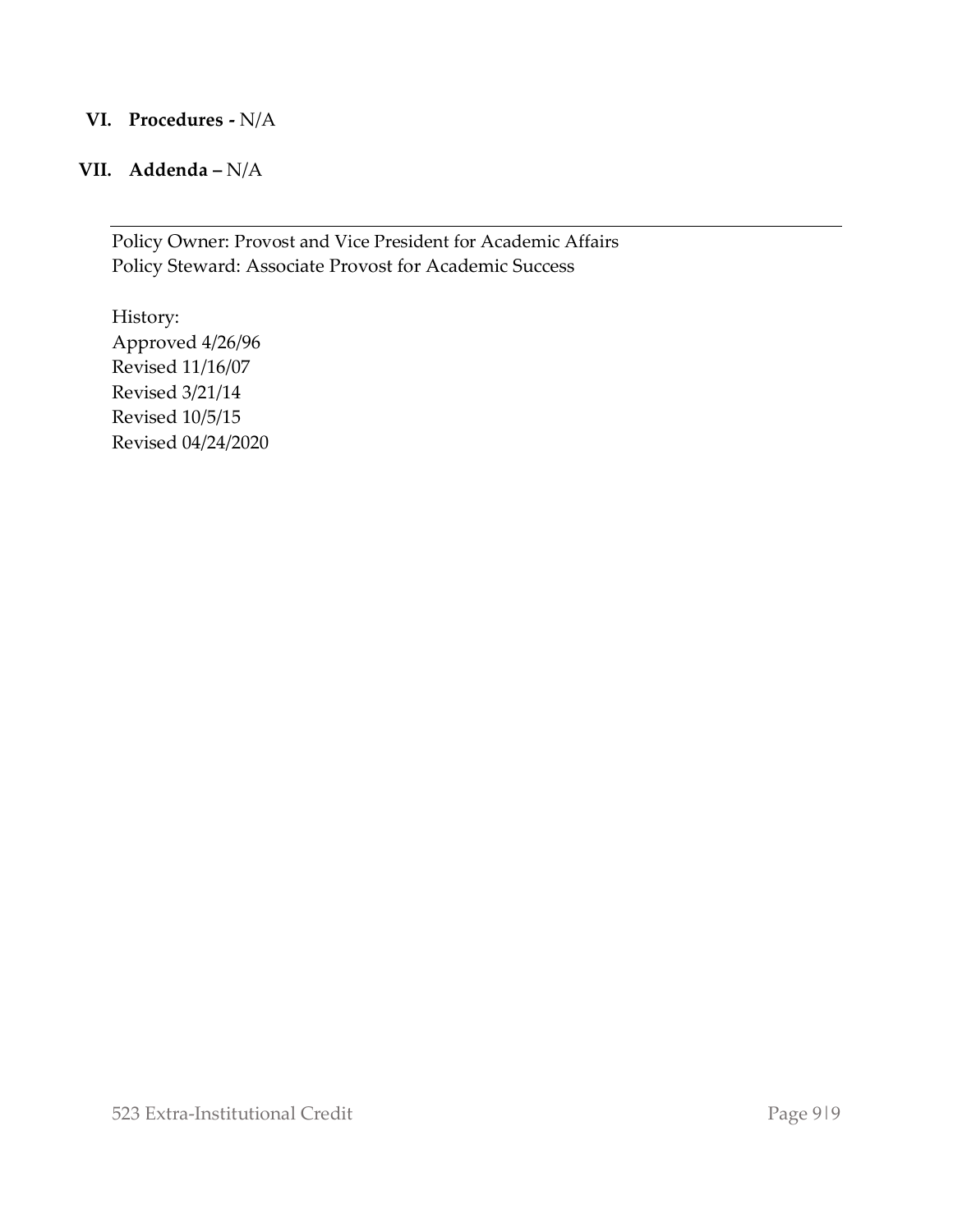## VI. Procedures - N/A

## VII. Addenda – N/A

---

Policy Owner: Provost and Vice President for Academic Affairs
Policy Steward: Associate Provost for Academic Success

History:
Approved 4/26/96
Revised 11/16/07
Revised 3/21/14
Revised 10/5/15
Revised 04/24/2020